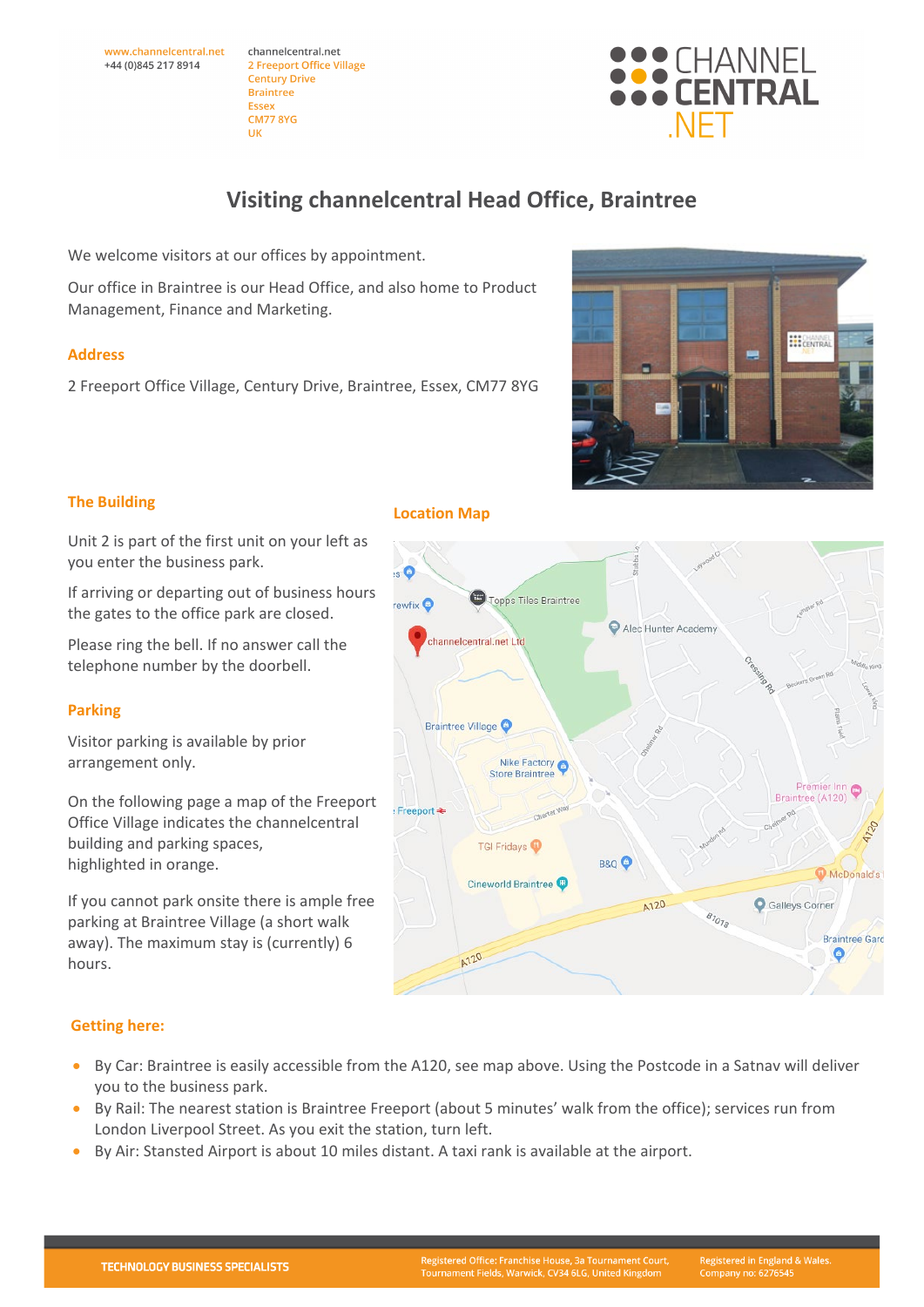www.channelcentral.net
+44 (0)845 217 8914

channelcentral.net
2 Freeport Office Village
Century Drive
Braintree
Essex
CM77 8YG
UK

CHANNEL CENTRAL .NET

# Visiting channelcentral Head Office, Braintree

We welcome visitors at our offices by appointment.

Our office in Braintree is our Head Office, and also home to Product Management, Finance and Marketing.

## Address

2 Freeport Office Village, Century Drive, Braintree, Essex, CM77 8YG

## The Building

Unit 2 is part of the first unit on your left as you enter the business park.

If arriving or departing out of business hours the gates to the office park are closed.

Please ring the bell. If no answer call the telephone number by the doorbell.

## Parking

Visitor parking is available by prior arrangement only.

On the following page a map of the Freeport Office Village indicates the channelcentral building and parking spaces, highlighted in orange.

If you cannot park onsite there is ample free parking at Braintree Village (a short walk away). The maximum stay is (currently) 6 hours.

## Location Map

## Getting here:

- By Car: Braintree is easily accessible from the A120, see map above. Using the Postcode in a Satnav will deliver you to the business park.
- By Rail: The nearest station is Braintree Freeport (about 5 minutes' walk from the office); services run from London Liverpool Street. As you exit the station, turn left.
- By Air: Stansted Airport is about 10 miles distant. A taxi rank is available at the airport.

TECHNOLOGY BUSINESS SPECIALISTS

Registered Office: Franchise House, 3a Tournament Court, Tournament Fields, Warwick, CV34 6LG, United Kingdom

Registered in England & Wales. Company no: 6276545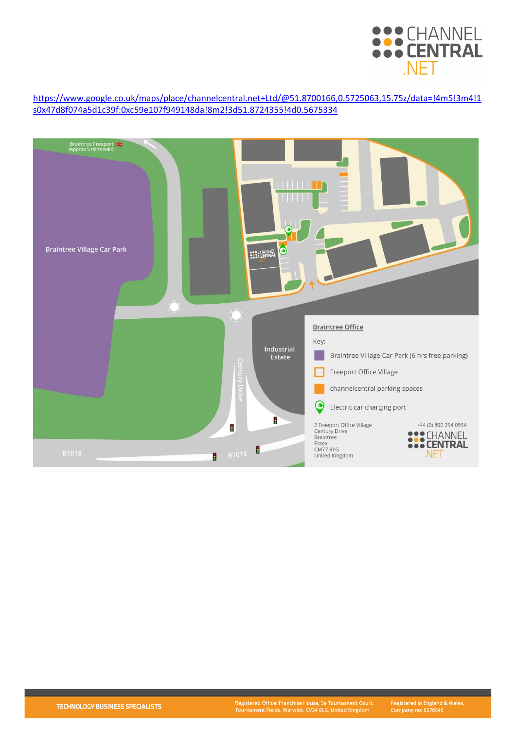https://www.google.co.uk/maps/place/channelcentral.net+Ltd/@51.8700166,0.5725063,15.75z/data=!4m5!3m4!1s0x47d8f074a5d1c39f:0xc59e107f949148da!8m2!3d51.8724355!4d0.5675334

Braintree Freeport
(Approx 5 mins walk)

Braintree Village Car Park

Industrial Estate

Century Drive

B1018

B1018

**Braintree Office**

Key:

- Braintree Village Car Park (6 hrs free parking)
- Freeport Office Village
- channelcentral parking spaces
- Electric car charging port

2 Freeport Office Village
Century Drive
Braintree
Essex
CM77 8YG
United Kingdom

+44 (0) 800 254 0954

TECHNOLOGY BUSINESS SPECIALISTS

Registered Office: Franchise House, 3a Tournament Court, Tournament Fields, Warwick, CV34 6LG, United Kingdom

Registered in England & Wales.
Company no: 6276545